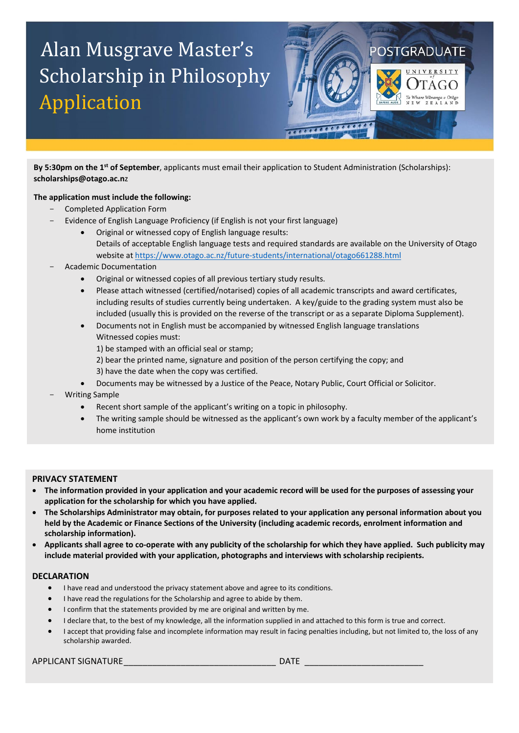# Alan Musgrave Master's Scholarship in Philosophy Application

POSTGRADUATE

UNIVERSITY of OTAGO
Te Whare Wānanga o Otāgo
NEW ZEALAND

**By 5:30pm on the 1st of September**, applicants must email their application to Student Administration (Scholarships): **scholarships@otago.ac.nz**

**The application must include the following:**

- Completed Application Form
- Evidence of English Language Proficiency (if English is not your first language)
    - Original or witnessed copy of English language results:
      Details of acceptable English language tests and required standards are available on the University of Otago website at https://www.otago.ac.nz/future-students/international/otago661288.html
- Academic Documentation
    - Original or witnessed copies of all previous tertiary study results.
    - Please attach witnessed (certified/notarised) copies of all academic transcripts and award certificates, including results of studies currently being undertaken. A key/guide to the grading system must also be included (usually this is provided on the reverse of the transcript or as a separate Diploma Supplement).
    - Documents not in English must be accompanied by witnessed English language translations
      Witnessed copies must:
      1) be stamped with an official seal or stamp;
      2) bear the printed name, signature and position of the person certifying the copy; and
      3) have the date when the copy was certified.
    - Documents may be witnessed by a Justice of the Peace, Notary Public, Court Official or Solicitor.
- Writing Sample
    - Recent short sample of the applicant's writing on a topic in philosophy.
    - The writing sample should be witnessed as the applicant's own work by a faculty member of the applicant's home institution

## PRIVACY STATEMENT

- **The information provided in your application and your academic record will be used for the purposes of assessing your application for the scholarship for which you have applied.**
- **The Scholarships Administrator may obtain, for purposes related to your application any personal information about you held by the Academic or Finance Sections of the University (including academic records, enrolment information and scholarship information).**
- **Applicants shall agree to co-operate with any publicity of the scholarship for which they have applied. Such publicity may include material provided with your application, photographs and interviews with scholarship recipients.**

## DECLARATION

- I have read and understood the privacy statement above and agree to its conditions.
- I have read the regulations for the Scholarship and agree to abide by them.
- I confirm that the statements provided by me are original and written by me.
- I declare that, to the best of my knowledge, all the information supplied in and attached to this form is true and correct.
- I accept that providing false and incomplete information may result in facing penalties including, but not limited to, the loss of any scholarship awarded.

APPLICANT SIGNATURE________________________________ DATE _________________________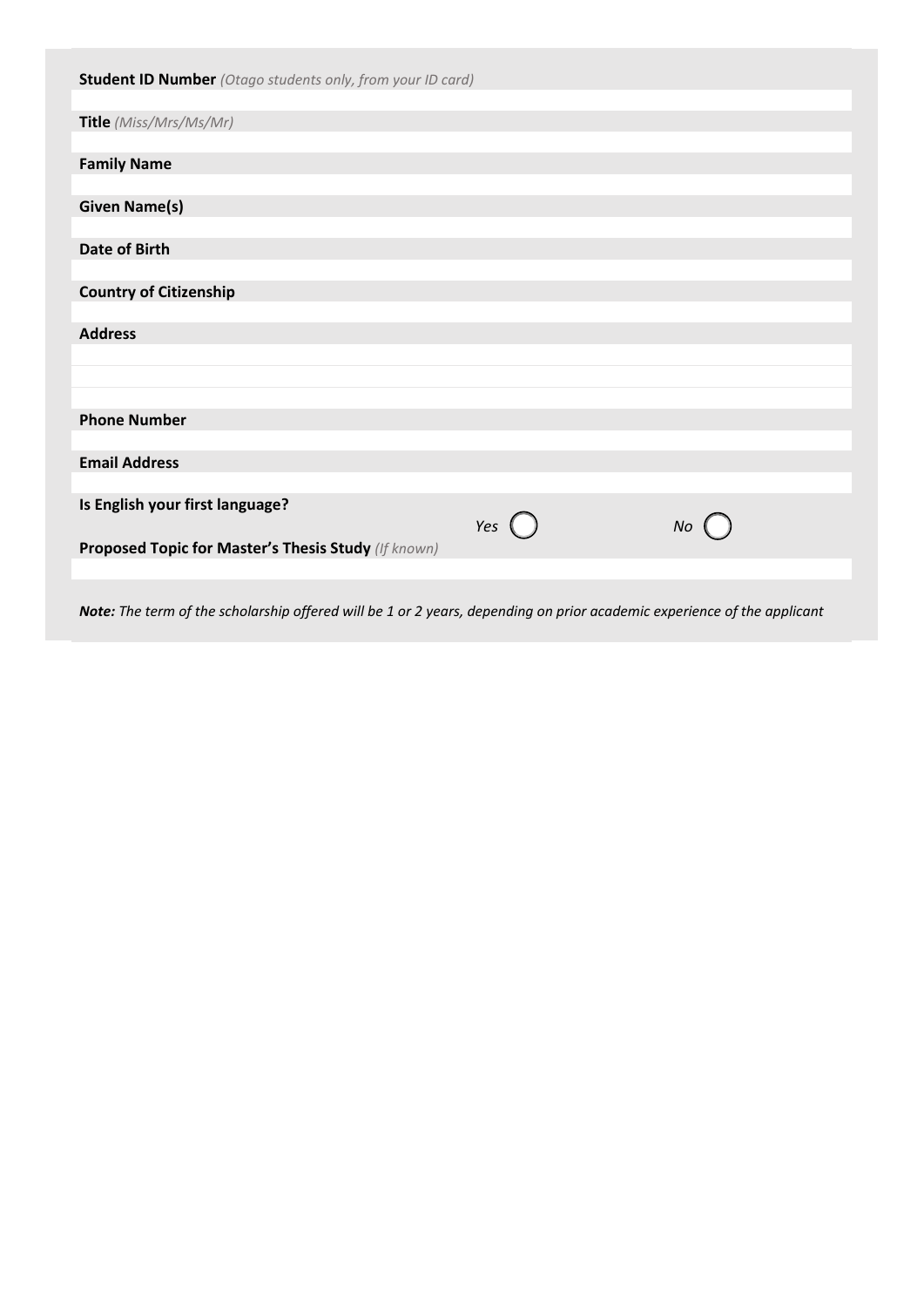**Student ID Number** *(Otago students only, from your ID card)*

**Title** *(Miss/Mrs/Ms/Mr)*

**Family Name**

**Given Name(s)**

**Date of Birth**

**Country of Citizenship**

**Address**

**Phone Number**

**Email Address**

**Is English your first language?**

*Yes* ◯ *No* ◯

**Proposed Topic for Master's Thesis Study** *(If known)*

***Note:*** *The term of the scholarship offered will be 1 or 2 years, depending on prior academic experience of the applicant*